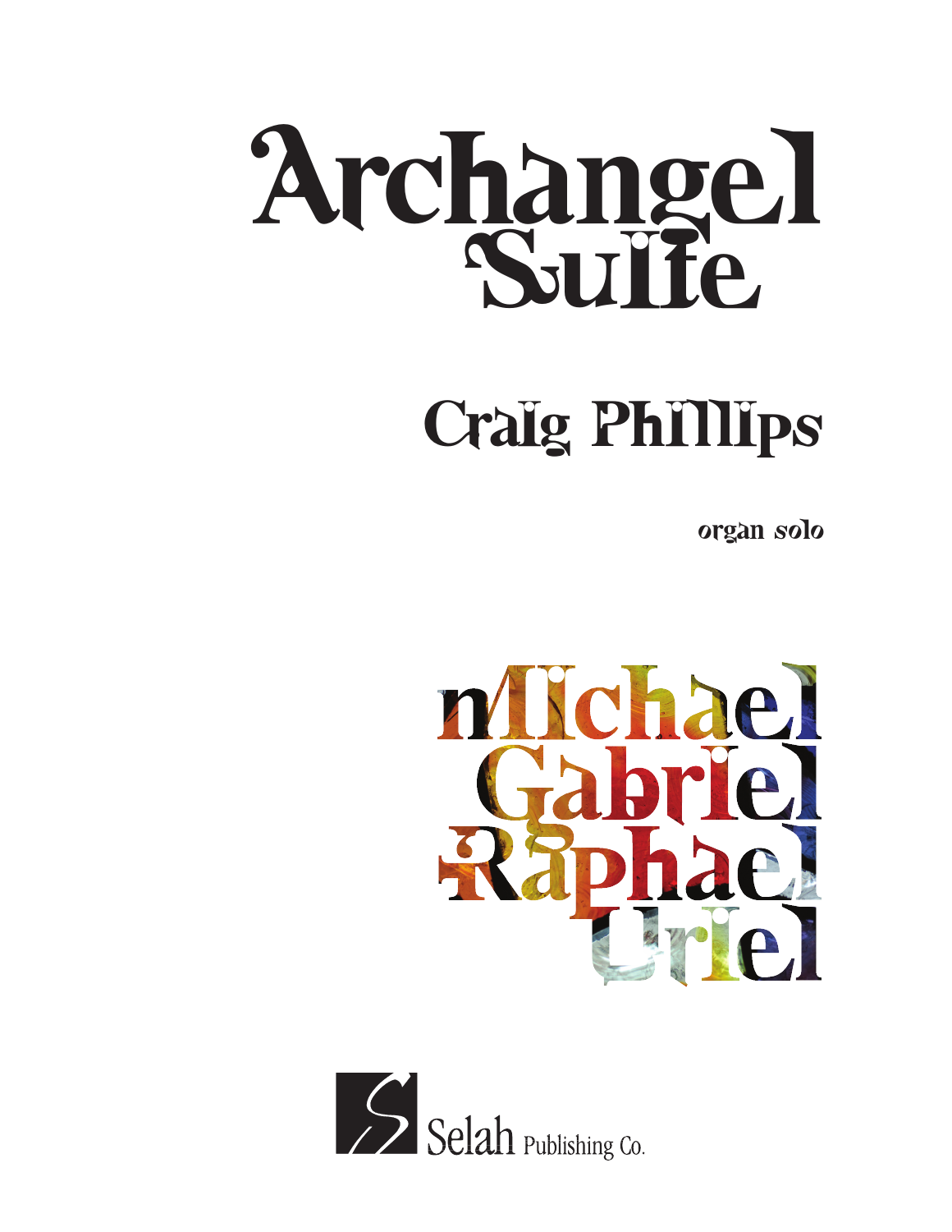# Archangel Suite

## Craig Phillips

*organ solo*

Michael
Gabriel
Raphael
Uriel

Selah Publishing Co.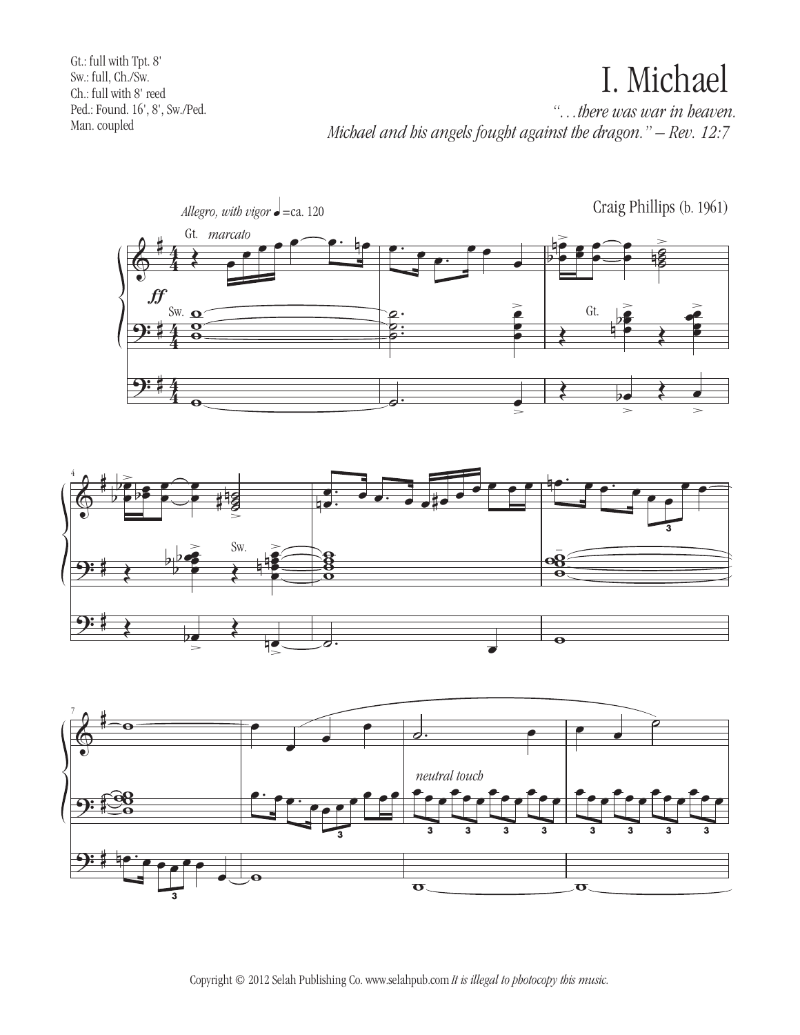Gt.: full with Tpt. 8'
Sw.: full, Ch./Sw.
Ch.: full with 8' reed
Ped.: Found. 16', 8', Sw./Ped.
Man. coupled

# I. Michael

*"…there was war in heaven.*
*Michael and his angels fought against the dragon." – Rev. 12:7*

Craig Phillips (b. 1961)

*Allegro, with vigor* ♩ = ca. 120

Copyright © 2012 Selah Publishing Co. www.selahpub.com *It is illegal to photocopy this music.*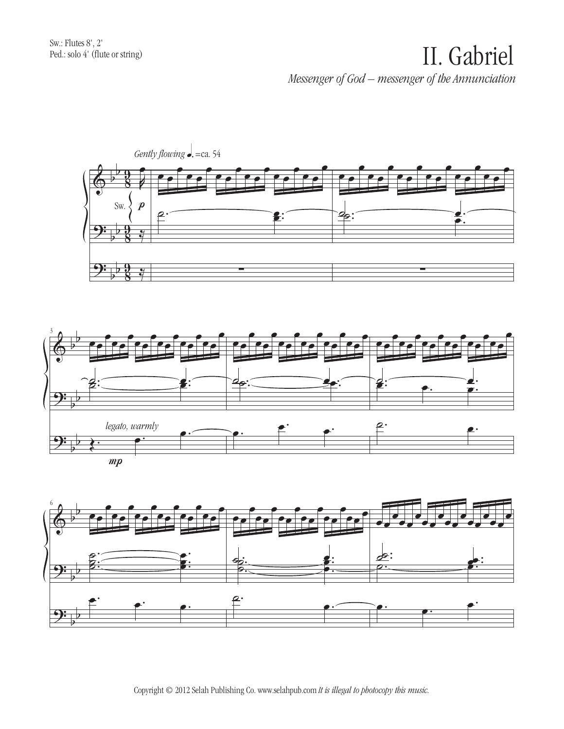Sw.: Flutes 8', 2'
Ped.: solo 4' (flute or string)

# II. Gabriel

*Messenger of God – messenger of the Annunciation*

*Gently flowing* ♩. =ca. 54

Sw.

*p*

*legato, warmly*

*mp*

Copyright © 2012 Selah Publishing Co. www.selahpub.com *It is illegal to photocopy this music.*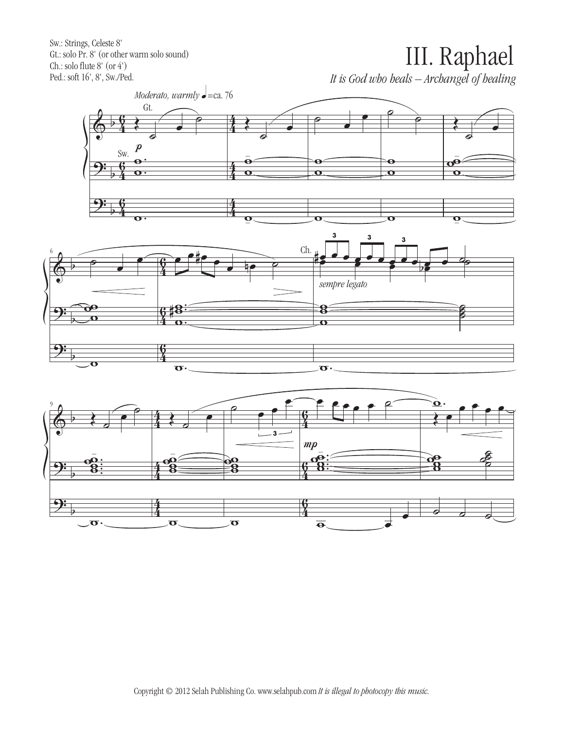Sw.: Strings, Celeste 8'
Gt.: solo Pr. 8' (or other warm solo sound)
Ch.: solo flute 8' (or 4')
Ped.: soft 16', 8', Sw./Ped.

# III. Raphael

*It is God who heals – Archangel of healing*

*Moderato, warmly* ♩=ca. 76

Copyright © 2012 Selah Publishing Co. www.selahpub.com *It is illegal to photocopy this music.*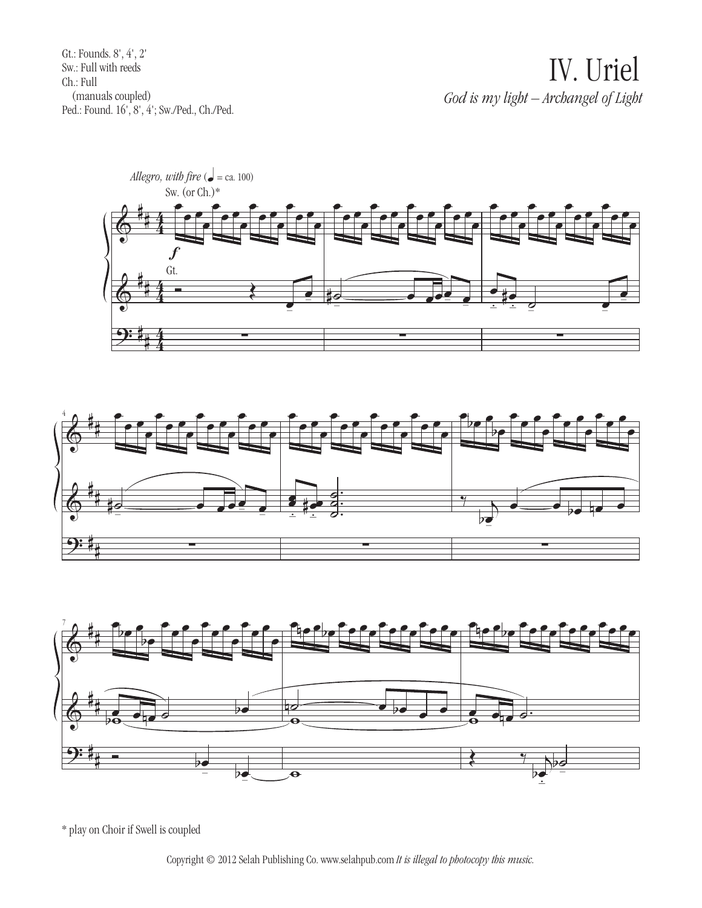Gt.: Founds. 8', 4', 2'
Sw.: Full with reeds
Ch.: Full
(manuals coupled)
Ped.: Found. 16', 8', 4'; Sw./Ped., Ch./Ped.

# IV. Uriel

*God is my light – Archangel of Light*

*Allegro, with fire* (♩ = ca. 100)

Sw. (or Ch.)*

Gt.

\* play on Choir if Swell is coupled

Copyright © 2012 Selah Publishing Co. www.selahpub.com *It is illegal to photocopy this music.*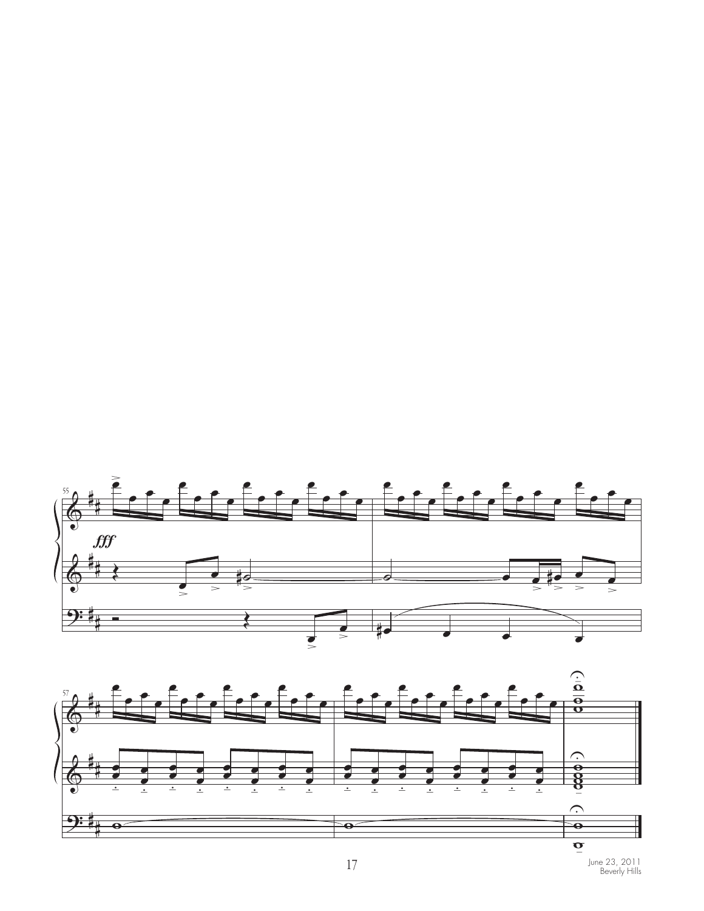June 23, 2011
Beverly Hills